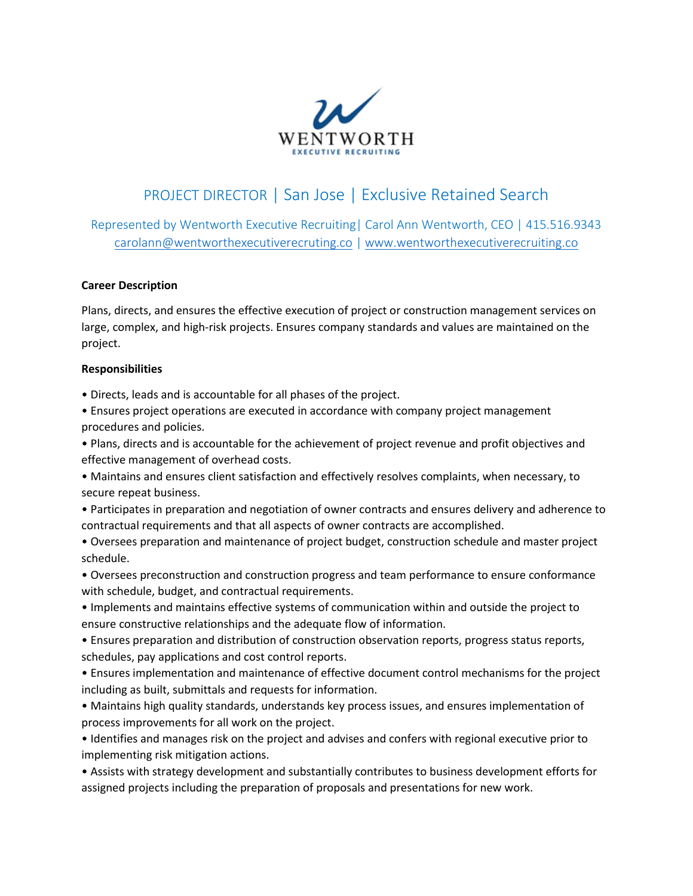WENTWORTH
EXECUTIVE RECRUITING

# PROJECT DIRECTOR | San Jose | Exclusive Retained Search

Represented by Wentworth Executive Recruiting| Carol Ann Wentworth, CEO | 415.516.9343
carolann@wentworthexecutiverecruting.co | www.wentworthexecutiverecruiting.co

**Career Description**

Plans, directs, and ensures the effective execution of project or construction management services on large, complex, and high-risk projects. Ensures company standards and values are maintained on the project.

**Responsibilities**

- Directs, leads and is accountable for all phases of the project.
- Ensures project operations are executed in accordance with company project management procedures and policies.
- Plans, directs and is accountable for the achievement of project revenue and profit objectives and effective management of overhead costs.
- Maintains and ensures client satisfaction and effectively resolves complaints, when necessary, to secure repeat business.
- Participates in preparation and negotiation of owner contracts and ensures delivery and adherence to contractual requirements and that all aspects of owner contracts are accomplished.
- Oversees preparation and maintenance of project budget, construction schedule and master project schedule.
- Oversees preconstruction and construction progress and team performance to ensure conformance with schedule, budget, and contractual requirements.
- Implements and maintains effective systems of communication within and outside the project to ensure constructive relationships and the adequate flow of information.
- Ensures preparation and distribution of construction observation reports, progress status reports, schedules, pay applications and cost control reports.
- Ensures implementation and maintenance of effective document control mechanisms for the project including as built, submittals and requests for information.
- Maintains high quality standards, understands key process issues, and ensures implementation of process improvements for all work on the project.
- Identifies and manages risk on the project and advises and confers with regional executive prior to implementing risk mitigation actions.
- Assists with strategy development and substantially contributes to business development efforts for assigned projects including the preparation of proposals and presentations for new work.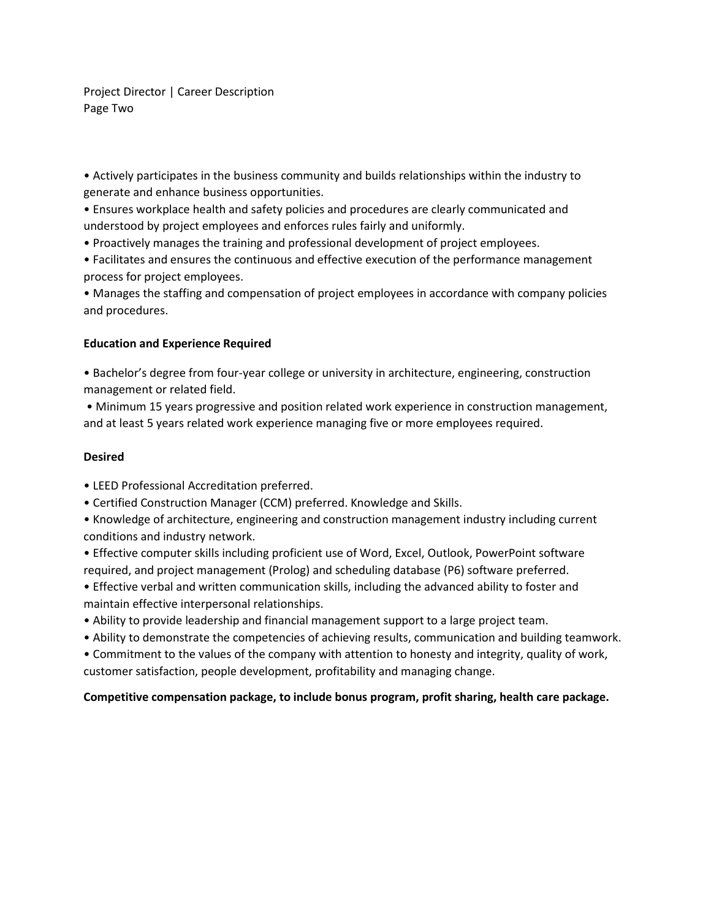- Actively participates in the business community and builds relationships within the industry to generate and enhance business opportunities.
- Ensures workplace health and safety policies and procedures are clearly communicated and understood by project employees and enforces rules fairly and uniformly.
- Proactively manages the training and professional development of project employees.
- Facilitates and ensures the continuous and effective execution of the performance management process for project employees.
- Manages the staffing and compensation of project employees in accordance with company policies and procedures.

**Education and Experience Required**

- Bachelor's degree from four-year college or university in architecture, engineering, construction management or related field.
- Minimum 15 years progressive and position related work experience in construction management, and at least 5 years related work experience managing five or more employees required.

**Desired**

- LEED Professional Accreditation preferred.
- Certified Construction Manager (CCM) preferred. Knowledge and Skills.
- Knowledge of architecture, engineering and construction management industry including current conditions and industry network.
- Effective computer skills including proficient use of Word, Excel, Outlook, PowerPoint software required, and project management (Prolog) and scheduling database (P6) software preferred.
- Effective verbal and written communication skills, including the advanced ability to foster and maintain effective interpersonal relationships.
- Ability to provide leadership and financial management support to a large project team.
- Ability to demonstrate the competencies of achieving results, communication and building teamwork.
- Commitment to the values of the company with attention to honesty and integrity, quality of work, customer satisfaction, people development, profitability and managing change.

**Competitive compensation package, to include bonus program, profit sharing, health care package.**